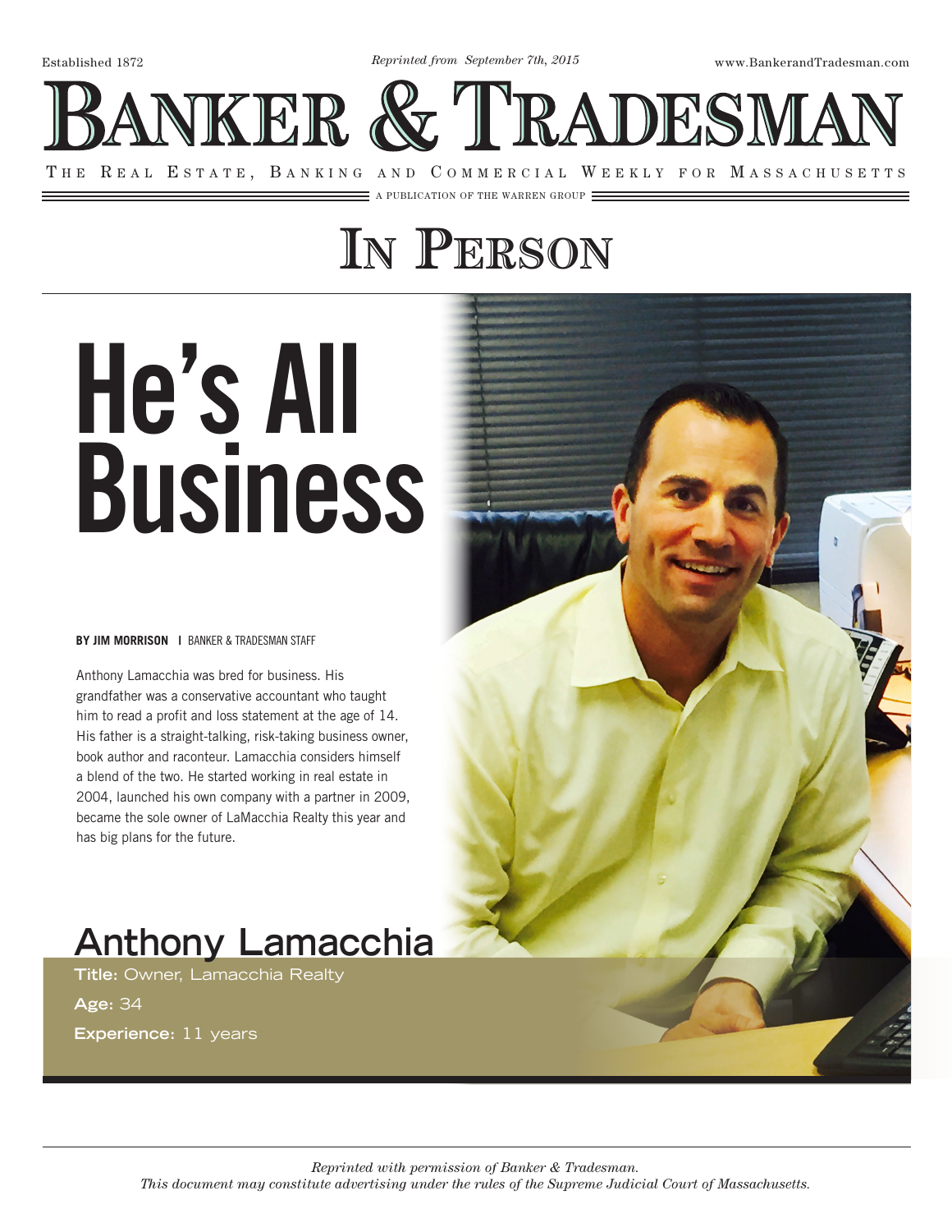Established 1872

*Reprinted from September 7th, 2015*

www.BankerandTradesman.com

# Banker & Tradesman

THE REAL ESTATE, BANKING AND COMMERCIAL WEEKLY FOR MASSACHUSETTS

A PUBLICATION OF THE WARREN GROUP

## In Person

# He's All Business

**BY JIM MORRISON** | BANKER & TRADESMAN STAFF

Anthony Lamacchia was bred for business. His grandfather was a conservative accountant who taught him to read a profit and loss statement at the age of 14. His father is a straight-talking, risk-taking business owner, book author and raconteur. Lamacchia considers himself a blend of the two. He started working in real estate in 2004, launched his own company with a partner in 2009, became the sole owner of LaMacchia Realty this year and has big plans for the future.

## Anthony Lamacchia

**Title:** Owner, Lamacchia Realty

**Age:** 34

**Experience:** 11 years

*Reprinted with permission of Banker & Tradesman.*
*This document may constitute advertising under the rules of the Supreme Judicial Court of Massachusetts.*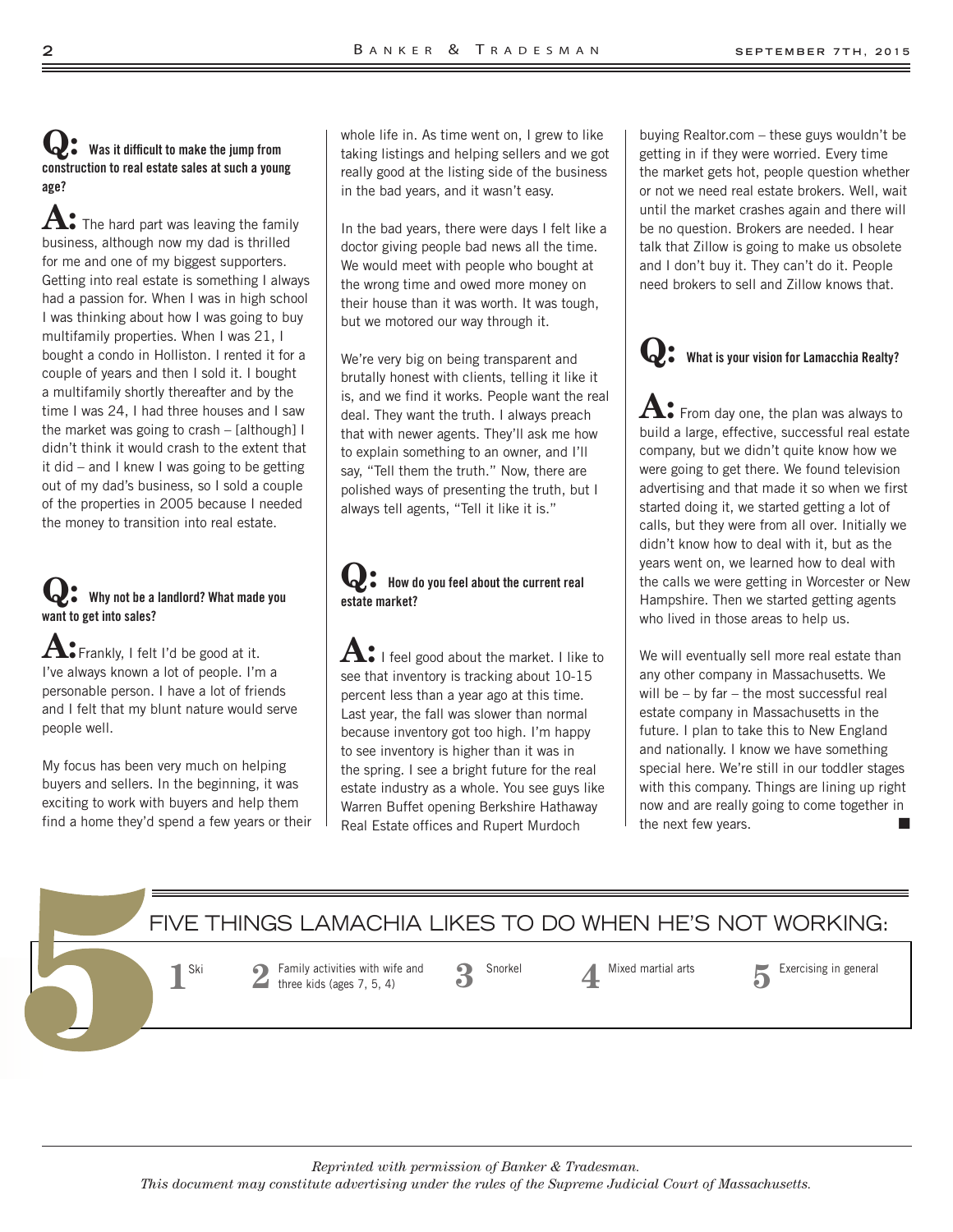**Q: Was it difficult to make the jump from construction to real estate sales at such a young age?**

**A:** The hard part was leaving the family business, although now my dad is thrilled for me and one of my biggest supporters. Getting into real estate is something I always had a passion for. When I was in high school I was thinking about how I was going to buy multifamily properties. When I was 21, I bought a condo in Holliston. I rented it for a couple of years and then I sold it. I bought a multifamily shortly thereafter and by the time I was 24, I had three houses and I saw the market was going to crash – [although] I didn't think it would crash to the extent that it did – and I knew I was going to be getting out of my dad's business, so I sold a couple of the properties in 2005 because I needed the money to transition into real estate.

**Q: Why not be a landlord? What made you want to get into sales?**

**A:** Frankly, I felt I'd be good at it. I've always known a lot of people. I'm a personable person. I have a lot of friends and I felt that my blunt nature would serve people well.

My focus has been very much on helping buyers and sellers. In the beginning, it was exciting to work with buyers and help them find a home they'd spend a few years or their whole life in. As time went on, I grew to like taking listings and helping sellers and we got really good at the listing side of the business in the bad years, and it wasn't easy.

In the bad years, there were days I felt like a doctor giving people bad news all the time. We would meet with people who bought at the wrong time and owed more money on their house than it was worth. It was tough, but we motored our way through it.

We're very big on being transparent and brutally honest with clients, telling it like it is, and we find it works. People want the real deal. They want the truth. I always preach that with newer agents. They'll ask me how to explain something to an owner, and I'll say, "Tell them the truth." Now, there are polished ways of presenting the truth, but I always tell agents, "Tell it like it is."

**Q: How do you feel about the current real estate market?**

**A:** I feel good about the market. I like to see that inventory is tracking about 10-15 percent less than a year ago at this time. Last year, the fall was slower than normal because inventory got too high. I'm happy to see inventory is higher than it was in the spring. I see a bright future for the real estate industry as a whole. You see guys like Warren Buffet opening Berkshire Hathaway Real Estate offices and Rupert Murdoch buying Realtor.com – these guys wouldn't be getting in if they were worried. Every time the market gets hot, people question whether or not we need real estate brokers. Well, wait until the market crashes again and there will be no question. Brokers are needed. I hear talk that Zillow is going to make us obsolete and I don't buy it. They can't do it. People need brokers to sell and Zillow knows that.

**Q: What is your vision for Lamacchia Realty?**

**A:** From day one, the plan was always to build a large, effective, successful real estate company, but we didn't quite know how we were going to get there. We found television advertising and that made it so when we first started doing it, we started getting a lot of calls, but they were from all over. Initially we didn't know how to deal with it, but as the years went on, we learned how to deal with the calls we were getting in Worcester or New Hampshire. Then we started getting agents who lived in those areas to help us.

We will eventually sell more real estate than any other company in Massachusetts. We will be – by far – the most successful real estate company in Massachusetts in the future. I plan to take this to New England and nationally. I know we have something special here. We're still in our toddler stages with this company. Things are lining up right now and are really going to come together in the next few years. ■

## 5 FIVE THINGS LAMACHIA LIKES TO DO WHEN HE'S NOT WORKING:

1. Ski
2. Family activities with wife and three kids (ages 7, 5, 4)
3. Snorkel
4. Mixed martial arts
5. Exercising in general

*Reprinted with permission of Banker & Tradesman.*
*This document may constitute advertising under the rules of the Supreme Judicial Court of Massachusetts.*